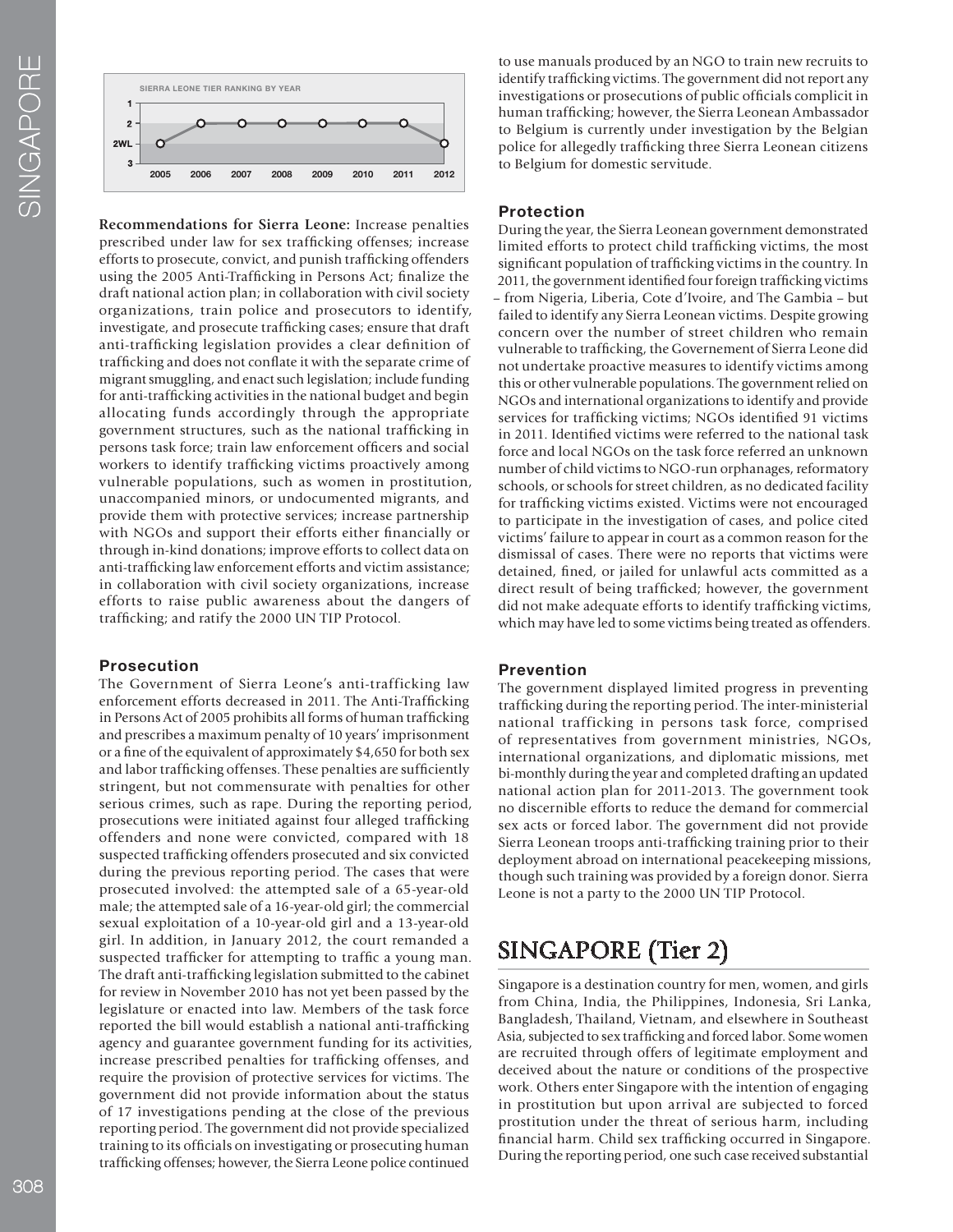SIERRA LEONE TIER RANKING BY YEAR

**Recommendations for Sierra Leone:** Increase penalties prescribed under law for sex trafficking offenses; increase efforts to prosecute, convict, and punish trafficking offenders using the 2005 Anti-Trafficking in Persons Act; finalize the draft national action plan; in collaboration with civil society organizations, train police and prosecutors to identify, investigate, and prosecute trafficking cases; ensure that draft anti-trafficking legislation provides a clear definition of trafficking and does not conflate it with the separate crime of migrant smuggling, and enact such legislation; include funding for anti-trafficking activities in the national budget and begin allocating funds accordingly through the appropriate government structures, such as the national trafficking in persons task force; train law enforcement officers and social workers to identify trafficking victims proactively among vulnerable populations, such as women in prostitution, unaccompanied minors, or undocumented migrants, and provide them with protective services; increase partnership with NGOs and support their efforts either financially or through in-kind donations; improve efforts to collect data on anti-trafficking law enforcement efforts and victim assistance; in collaboration with civil society organizations, increase efforts to raise public awareness about the dangers of trafficking; and ratify the 2000 UN TIP Protocol.

### Prosecution

The Government of Sierra Leone's anti-trafficking law enforcement efforts decreased in 2011. The Anti-Trafficking in Persons Act of 2005 prohibits all forms of human trafficking and prescribes a maximum penalty of 10 years' imprisonment or a fine of the equivalent of approximately $4,650 for both sex and labor trafficking offenses. These penalties are sufficiently stringent, but not commensurate with penalties for other serious crimes, such as rape. During the reporting period, prosecutions were initiated against four alleged trafficking offenders and none were convicted, compared with 18 suspected trafficking offenders prosecuted and six convicted during the previous reporting period. The cases that were prosecuted involved: the attempted sale of a 65-year-old male; the attempted sale of a 16-year-old girl; the commercial sexual exploitation of a 10-year-old girl and a 13-year-old girl. In addition, in January 2012, the court remanded a suspected trafficker for attempting to traffic a young man. The draft anti-trafficking legislation submitted to the cabinet for review in November 2010 has not yet been passed by the legislature or enacted into law. Members of the task force reported the bill would establish a national anti-trafficking agency and guarantee government funding for its activities, increase prescribed penalties for trafficking offenses, and require the provision of protective services for victims. The government did not provide information about the status of 17 investigations pending at the close of the previous reporting period. The government did not provide specialized training to its officials on investigating or prosecuting human trafficking offenses; however, the Sierra Leone police continued to use manuals produced by an NGO to train new recruits to identify trafficking victims. The government did not report any investigations or prosecutions of public officials complicit in human trafficking; however, the Sierra Leonean Ambassador to Belgium is currently under investigation by the Belgian police for allegedly trafficking three Sierra Leonean citizens to Belgium for domestic servitude.

### Protection

During the year, the Sierra Leonean government demonstrated limited efforts to protect child trafficking victims, the most significant population of trafficking victims in the country. In 2011, the government identified four foreign trafficking victims – from Nigeria, Liberia, Cote d'Ivoire, and The Gambia – but failed to identify any Sierra Leonean victims. Despite growing concern over the number of street children who remain vulnerable to trafficking, the Governement of Sierra Leone did not undertake proactive measures to identify victims among this or other vulnerable populations. The government relied on NGOs and international organizations to identify and provide services for trafficking victims; NGOs identified 91 victims in 2011. Identified victims were referred to the national task force and local NGOs on the task force referred an unknown number of child victims to NGO-run orphanages, reformatory schools, or schools for street children, as no dedicated facility for trafficking victims existed. Victims were not encouraged to participate in the investigation of cases, and police cited victims' failure to appear in court as a common reason for the dismissal of cases. There were no reports that victims were detained, fined, or jailed for unlawful acts committed as a direct result of being trafficked; however, the government did not make adequate efforts to identify trafficking victims, which may have led to some victims being treated as offenders.

### Prevention

The government displayed limited progress in preventing trafficking during the reporting period. The inter-ministerial national trafficking in persons task force, comprised of representatives from government ministries, NGOs, international organizations, and diplomatic missions, met bi-monthly during the year and completed drafting an updated national action plan for 2011-2013. The government took no discernible efforts to reduce the demand for commercial sex acts or forced labor. The government did not provide Sierra Leonean troops anti-trafficking training prior to their deployment abroad on international peacekeeping missions, though such training was provided by a foreign donor. Sierra Leone is not a party to the 2000 UN TIP Protocol.

# SINGAPORE (Tier 2)

Singapore is a destination country for men, women, and girls from China, India, the Philippines, Indonesia, Sri Lanka, Bangladesh, Thailand, Vietnam, and elsewhere in Southeast Asia, subjected to sex trafficking and forced labor. Some women are recruited through offers of legitimate employment and deceived about the nature or conditions of the prospective work. Others enter Singapore with the intention of engaging in prostitution but upon arrival are subjected to forced prostitution under the threat of serious harm, including financial harm. Child sex trafficking occurred in Singapore. During the reporting period, one such case received substantial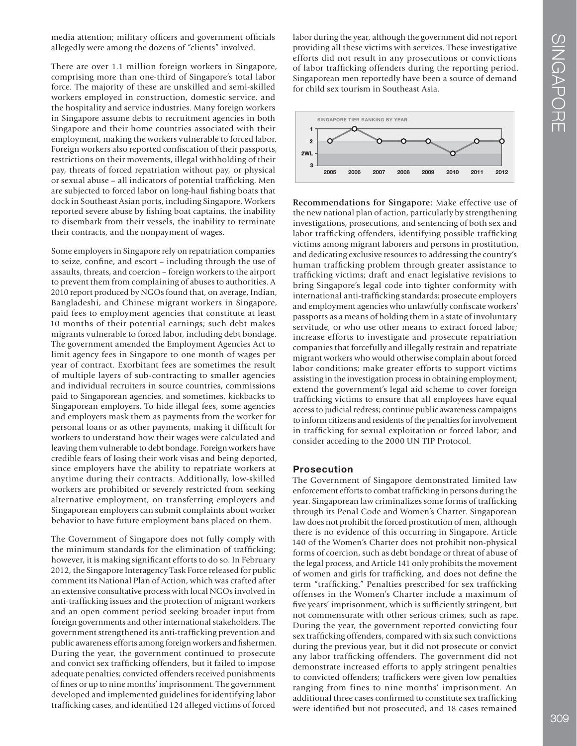media attention; military officers and government officials allegedly were among the dozens of "clients" involved.

There are over 1.1 million foreign workers in Singapore, comprising more than one-third of Singapore's total labor force. The majority of these are unskilled and semi-skilled workers employed in construction, domestic service, and the hospitality and service industries. Many foreign workers in Singapore assume debts to recruitment agencies in both Singapore and their home countries associated with their employment, making the workers vulnerable to forced labor. Foreign workers also reported confiscation of their passports, restrictions on their movements, illegal withholding of their pay, threats of forced repatriation without pay, or physical or sexual abuse – all indicators of potential trafficking. Men are subjected to forced labor on long-haul fishing boats that dock in Southeast Asian ports, including Singapore. Workers reported severe abuse by fishing boat captains, the inability to disembark from their vessels, the inability to terminate their contracts, and the nonpayment of wages.

Some employers in Singapore rely on repatriation companies to seize, confine, and escort – including through the use of assaults, threats, and coercion – foreign workers to the airport to prevent them from complaining of abuses to authorities. A 2010 report produced by NGOs found that, on average, Indian, Bangladeshi, and Chinese migrant workers in Singapore, paid fees to employment agencies that constitute at least 10 months of their potential earnings; such debt makes migrants vulnerable to forced labor, including debt bondage. The government amended the Employment Agencies Act to limit agency fees in Singapore to one month of wages per year of contract. Exorbitant fees are sometimes the result of multiple layers of sub-contracting to smaller agencies and individual recruiters in source countries, commissions paid to Singaporean agencies, and sometimes, kickbacks to Singaporean employers. To hide illegal fees, some agencies and employers mask them as payments from the worker for personal loans or as other payments, making it difficult for workers to understand how their wages were calculated and leaving them vulnerable to debt bondage. Foreign workers have credible fears of losing their work visas and being deported, since employers have the ability to repatriate workers at anytime during their contracts. Additionally, low-skilled workers are prohibited or severely restricted from seeking alternative employment, on transferring employers and Singaporean employers can submit complaints about worker behavior to have future employment bans placed on them.

The Government of Singapore does not fully comply with the minimum standards for the elimination of trafficking; however, it is making significant efforts to do so. In February 2012, the Singapore Interagency Task Force released for public comment its National Plan of Action, which was crafted after an extensive consultative process with local NGOs involved in anti-trafficking issues and the protection of migrant workers and an open comment period seeking broader input from foreign governments and other international stakeholders. The government strengthened its anti-trafficking prevention and public awareness efforts among foreign workers and fishermen. During the year, the government continued to prosecute and convict sex trafficking offenders, but it failed to impose adequate penalties; convicted offenders received punishments of fines or up to nine months' imprisonment. The government developed and implemented guidelines for identifying labor trafficking cases, and identified 124 alleged victims of forced labor during the year, although the government did not report providing all these victims with services. These investigative efforts did not result in any prosecutions or convictions of labor trafficking offenders during the reporting period. Singaporean men reportedly have been a source of demand for child sex tourism in Southeast Asia.

SINGAPORE TIER RANKING BY YEAR

| 2005 | 2006 | 2007 | 2008 | 2009 | 2010 | 2011 | 2012 |
|---|---|---|---|---|---|---|---|
| 2 | 1 | 2 | 2 | 2 | 2WL | 2 | 2 |

**Recommendations for Singapore:** Make effective use of the new national plan of action, particularly by strengthening investigations, prosecutions, and sentencing of both sex and labor trafficking offenders, identifying possible trafficking victims among migrant laborers and persons in prostitution, and dedicating exclusive resources to addressing the country's human trafficking problem through greater assistance to trafficking victims; draft and enact legislative revisions to bring Singapore's legal code into tighter conformity with international anti-trafficking standards; prosecute employers and employment agencies who unlawfully confiscate workers' passports as a means of holding them in a state of involuntary servitude, or who use other means to extract forced labor; increase efforts to investigate and prosecute repatriation companies that forcefully and illegally restrain and repatriate migrant workers who would otherwise complain about forced labor conditions; make greater efforts to support victims assisting in the investigation process in obtaining employment; extend the government's legal aid scheme to cover foreign trafficking victims to ensure that all employees have equal access to judicial redress; continue public awareness campaigns to inform citizens and residents of the penalties for involvement in trafficking for sexual exploitation or forced labor; and consider acceding to the 2000 UN TIP Protocol.

## Prosecution

The Government of Singapore demonstrated limited law enforcement efforts to combat trafficking in persons during the year. Singaporean law criminalizes some forms of trafficking through its Penal Code and Women's Charter. Singaporean law does not prohibit the forced prostitution of men, although there is no evidence of this occurring in Singapore. Article 140 of the Women's Charter does not prohibit non-physical forms of coercion, such as debt bondage or threat of abuse of the legal process, and Article 141 only prohibits the movement of women and girls for trafficking, and does not define the term "trafficking." Penalties prescribed for sex trafficking offenses in the Women's Charter include a maximum of five years' imprisonment, which is sufficiently stringent, but not commensurate with other serious crimes, such as rape. During the year, the government reported convicting four sex trafficking offenders, compared with six such convictions during the previous year, but it did not prosecute or convict any labor trafficking offenders. The government did not demonstrate increased efforts to apply stringent penalties to convicted offenders; traffickers were given low penalties ranging from fines to nine months' imprisonment. An additional three cases confirmed to constitute sex trafficking were identified but not prosecuted, and 18 cases remained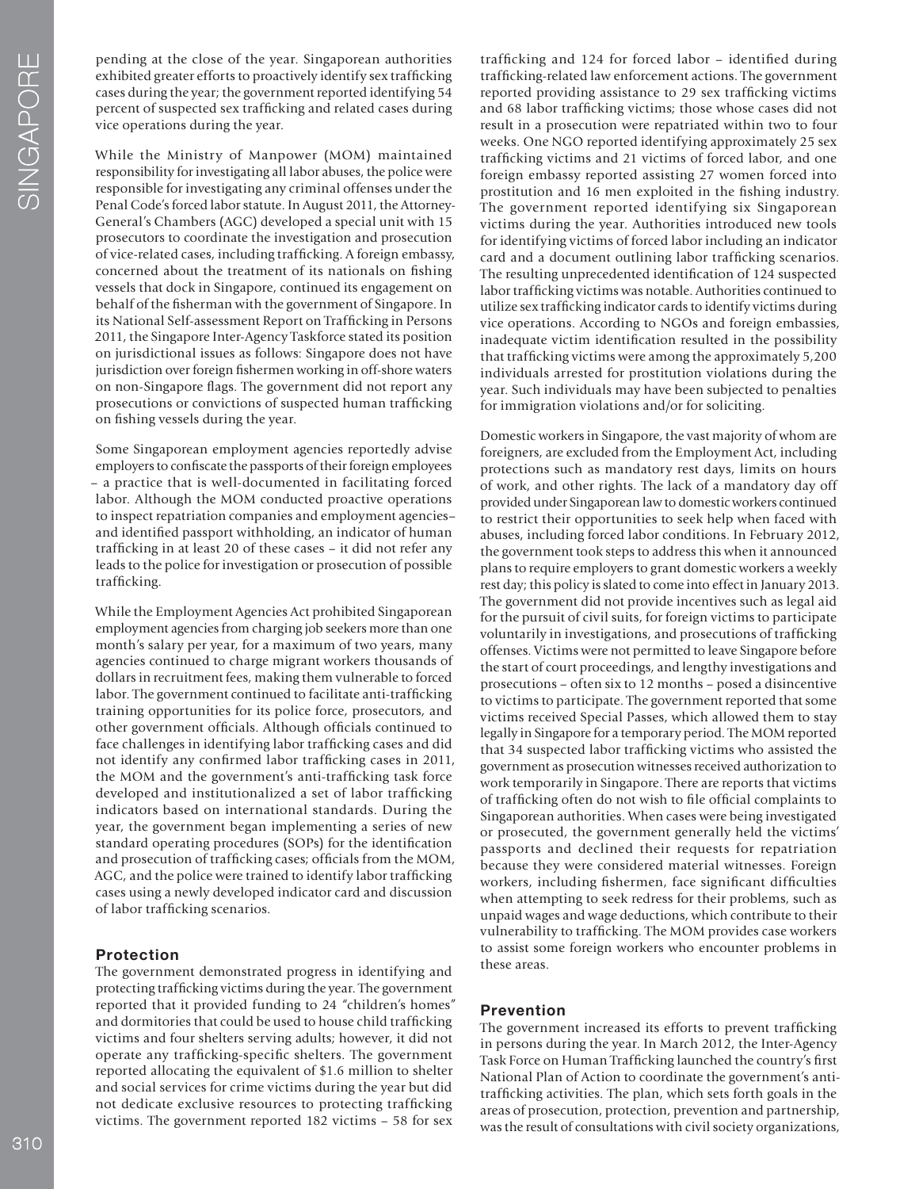pending at the close of the year. Singaporean authorities exhibited greater efforts to proactively identify sex trafficking cases during the year; the government reported identifying 54 percent of suspected sex trafficking and related cases during vice operations during the year.

While the Ministry of Manpower (MOM) maintained responsibility for investigating all labor abuses, the police were responsible for investigating any criminal offenses under the Penal Code's forced labor statute. In August 2011, the Attorney-General's Chambers (AGC) developed a special unit with 15 prosecutors to coordinate the investigation and prosecution of vice-related cases, including trafficking. A foreign embassy, concerned about the treatment of its nationals on fishing vessels that dock in Singapore, continued its engagement on behalf of the fisherman with the government of Singapore. In its National Self-assessment Report on Trafficking in Persons 2011, the Singapore Inter-Agency Taskforce stated its position on jurisdictional issues as follows: Singapore does not have jurisdiction over foreign fishermen working in off-shore waters on non-Singapore flags. The government did not report any prosecutions or convictions of suspected human trafficking on fishing vessels during the year.

Some Singaporean employment agencies reportedly advise employers to confiscate the passports of their foreign employees – a practice that is well-documented in facilitating forced labor. Although the MOM conducted proactive operations to inspect repatriation companies and employment agencies– and identified passport withholding, an indicator of human trafficking in at least 20 of these cases – it did not refer any leads to the police for investigation or prosecution of possible trafficking.

While the Employment Agencies Act prohibited Singaporean employment agencies from charging job seekers more than one month's salary per year, for a maximum of two years, many agencies continued to charge migrant workers thousands of dollars in recruitment fees, making them vulnerable to forced labor. The government continued to facilitate anti-trafficking training opportunities for its police force, prosecutors, and other government officials. Although officials continued to face challenges in identifying labor trafficking cases and did not identify any confirmed labor trafficking cases in 2011, the MOM and the government's anti-trafficking task force developed and institutionalized a set of labor trafficking indicators based on international standards. During the year, the government began implementing a series of new standard operating procedures (SOPs) for the identification and prosecution of trafficking cases; officials from the MOM, AGC, and the police were trained to identify labor trafficking cases using a newly developed indicator card and discussion of labor trafficking scenarios.

## Protection

The government demonstrated progress in identifying and protecting trafficking victims during the year. The government reported that it provided funding to 24 "children's homes" and dormitories that could be used to house child trafficking victims and four shelters serving adults; however, it did not operate any trafficking-specific shelters. The government reported allocating the equivalent of $1.6 million to shelter and social services for crime victims during the year but did not dedicate exclusive resources to protecting trafficking victims. The government reported 182 victims – 58 for sex trafficking and 124 for forced labor – identified during trafficking-related law enforcement actions. The government reported providing assistance to 29 sex trafficking victims and 68 labor trafficking victims; those whose cases did not result in a prosecution were repatriated within two to four weeks. One NGO reported identifying approximately 25 sex trafficking victims and 21 victims of forced labor, and one foreign embassy reported assisting 27 women forced into prostitution and 16 men exploited in the fishing industry. The government reported identifying six Singaporean victims during the year. Authorities introduced new tools for identifying victims of forced labor including an indicator card and a document outlining labor trafficking scenarios. The resulting unprecedented identification of 124 suspected labor trafficking victims was notable. Authorities continued to utilize sex trafficking indicator cards to identify victims during vice operations. According to NGOs and foreign embassies, inadequate victim identification resulted in the possibility that trafficking victims were among the approximately 5,200 individuals arrested for prostitution violations during the year. Such individuals may have been subjected to penalties for immigration violations and/or for soliciting.

Domestic workers in Singapore, the vast majority of whom are foreigners, are excluded from the Employment Act, including protections such as mandatory rest days, limits on hours of work, and other rights. The lack of a mandatory day off provided under Singaporean law to domestic workers continued to restrict their opportunities to seek help when faced with abuses, including forced labor conditions. In February 2012, the government took steps to address this when it announced plans to require employers to grant domestic workers a weekly rest day; this policy is slated to come into effect in January 2013. The government did not provide incentives such as legal aid for the pursuit of civil suits, for foreign victims to participate voluntarily in investigations, and prosecutions of trafficking offenses. Victims were not permitted to leave Singapore before the start of court proceedings, and lengthy investigations and prosecutions – often six to 12 months – posed a disincentive to victims to participate. The government reported that some victims received Special Passes, which allowed them to stay legally in Singapore for a temporary period. The MOM reported that 34 suspected labor trafficking victims who assisted the government as prosecution witnesses received authorization to work temporarily in Singapore. There are reports that victims of trafficking often do not wish to file official complaints to Singaporean authorities. When cases were being investigated or prosecuted, the government generally held the victims' passports and declined their requests for repatriation because they were considered material witnesses. Foreign workers, including fishermen, face significant difficulties when attempting to seek redress for their problems, such as unpaid wages and wage deductions, which contribute to their vulnerability to trafficking. The MOM provides case workers to assist some foreign workers who encounter problems in these areas.

## Prevention

The government increased its efforts to prevent trafficking in persons during the year. In March 2012, the Inter-Agency Task Force on Human Trafficking launched the country's first National Plan of Action to coordinate the government's anti-trafficking activities. The plan, which sets forth goals in the areas of prosecution, protection, prevention and partnership, was the result of consultations with civil society organizations,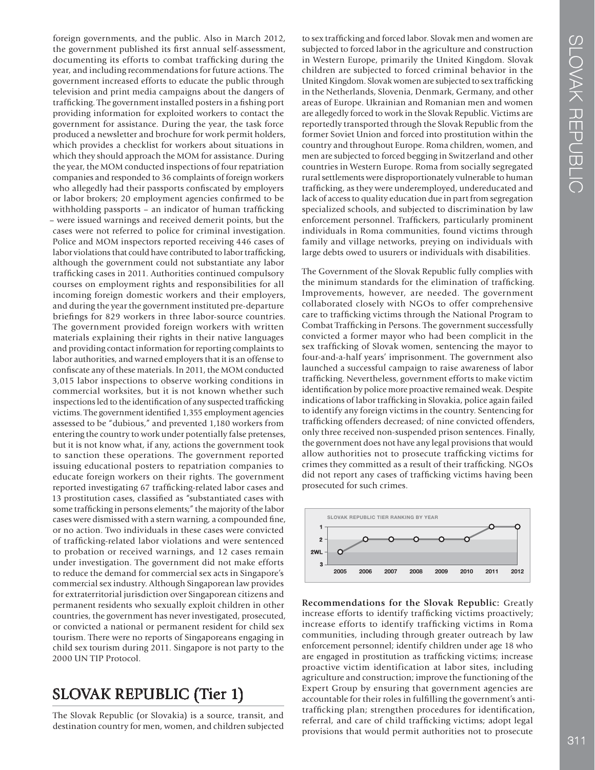foreign governments, and the public. Also in March 2012, the government published its first annual self-assessment, documenting its efforts to combat trafficking during the year, and including recommendations for future actions. The government increased efforts to educate the public through television and print media campaigns about the dangers of trafficking. The government installed posters in a fishing port providing information for exploited workers to contact the government for assistance. During the year, the task force produced a newsletter and brochure for work permit holders, which provides a checklist for workers about situations in which they should approach the MOM for assistance. During the year, the MOM conducted inspections of four repatriation companies and responded to 36 complaints of foreign workers who allegedly had their passports confiscated by employers or labor brokers; 20 employment agencies confirmed to be withholding passports – an indicator of human trafficking – were issued warnings and received demerit points, but the cases were not referred to police for criminal investigation. Police and MOM inspectors reported receiving 446 cases of labor violations that could have contributed to labor trafficking, although the government could not substantiate any labor trafficking cases in 2011. Authorities continued compulsory courses on employment rights and responsibilities for all incoming foreign domestic workers and their employers, and during the year the government instituted pre-departure briefings for 829 workers in three labor-source countries. The government provided foreign workers with written materials explaining their rights in their native languages and providing contact information for reporting complaints to labor authorities, and warned employers that it is an offense to confiscate any of these materials. In 2011, the MOM conducted 3,015 labor inspections to observe working conditions in commercial worksites, but it is not known whether such inspections led to the identification of any suspected trafficking victims. The government identified 1,355 employment agencies assessed to be "dubious," and prevented 1,180 workers from entering the country to work under potentially false pretenses, but it is not know what, if any, actions the government took to sanction these operations. The government reported issuing educational posters to repatriation companies to educate foreign workers on their rights. The government reported investigating 67 trafficking-related labor cases and 13 prostitution cases, classified as "substantiated cases with some trafficking in persons elements;" the majority of the labor cases were dismissed with a stern warning, a compounded fine, or no action. Two individuals in these cases were convicted of trafficking-related labor violations and were sentenced to probation or received warnings, and 12 cases remain under investigation. The government did not make efforts to reduce the demand for commercial sex acts in Singapore's commercial sex industry. Although Singaporean law provides for extraterritorial jurisdiction over Singaporean citizens and permanent residents who sexually exploit children in other countries, the government has never investigated, prosecuted, or convicted a national or permanent resident for child sex tourism. There were no reports of Singaporeans engaging in child sex tourism during 2011. Singapore is not party to the 2000 UN TIP Protocol.

# SLOVAK REPUBLIC (Tier 1)

The Slovak Republic (or Slovakia) is a source, transit, and destination country for men, women, and children subjected to sex trafficking and forced labor. Slovak men and women are subjected to forced labor in the agriculture and construction in Western Europe, primarily the United Kingdom. Slovak children are subjected to forced criminal behavior in the United Kingdom. Slovak women are subjected to sex trafficking in the Netherlands, Slovenia, Denmark, Germany, and other areas of Europe. Ukrainian and Romanian men and women are allegedly forced to work in the Slovak Republic. Victims are reportedly transported through the Slovak Republic from the former Soviet Union and forced into prostitution within the country and throughout Europe. Roma children, women, and men are subjected to forced begging in Switzerland and other countries in Western Europe. Roma from socially segregated rural settlements were disproportionately vulnerable to human trafficking, as they were underemployed, undereducated and lack of access to quality education due in part from segregation specialized schools, and subjected to discrimination by law enforcement personnel. Traffickers, particularly prominent individuals in Roma communities, found victims through family and village networks, preying on individuals with large debts owed to usurers or individuals with disabilities.

The Government of the Slovak Republic fully complies with the minimum standards for the elimination of trafficking. Improvements, however, are needed. The government collaborated closely with NGOs to offer comprehensive care to trafficking victims through the National Program to Combat Trafficking in Persons. The government successfully convicted a former mayor who had been complicit in the sex trafficking of Slovak women, sentencing the mayor to four-and-a-half years' imprisonment. The government also launched a successful campaign to raise awareness of labor trafficking. Nevertheless, government efforts to make victim identification by police more proactive remained weak. Despite indications of labor trafficking in Slovakia, police again failed to identify any foreign victims in the country. Sentencing for trafficking offenders decreased; of nine convicted offenders, only three received non-suspended prison sentences. Finally, the government does not have any legal provisions that would allow authorities not to prosecute trafficking victims for crimes they committed as a result of their trafficking. NGOs did not report any cases of trafficking victims having been prosecuted for such crimes.

SLOVAK REPUBLIC TIER RANKING BY YEAR

1
2
2WL
3

2005 2006 2007 2008 2009 2010 2011 2012

**Recommendations for the Slovak Republic:** Greatly increase efforts to identify trafficking victims proactively; increase efforts to identify trafficking victims in Roma communities, including through greater outreach by law enforcement personnel; identify children under age 18 who are engaged in prostitution as trafficking victims; increase proactive victim identification at labor sites, including agriculture and construction; improve the functioning of the Expert Group by ensuring that government agencies are accountable for their roles in fulfilling the government's anti-trafficking plan; strengthen procedures for identification, referral, and care of child trafficking victims; adopt legal provisions that would permit authorities not to prosecute